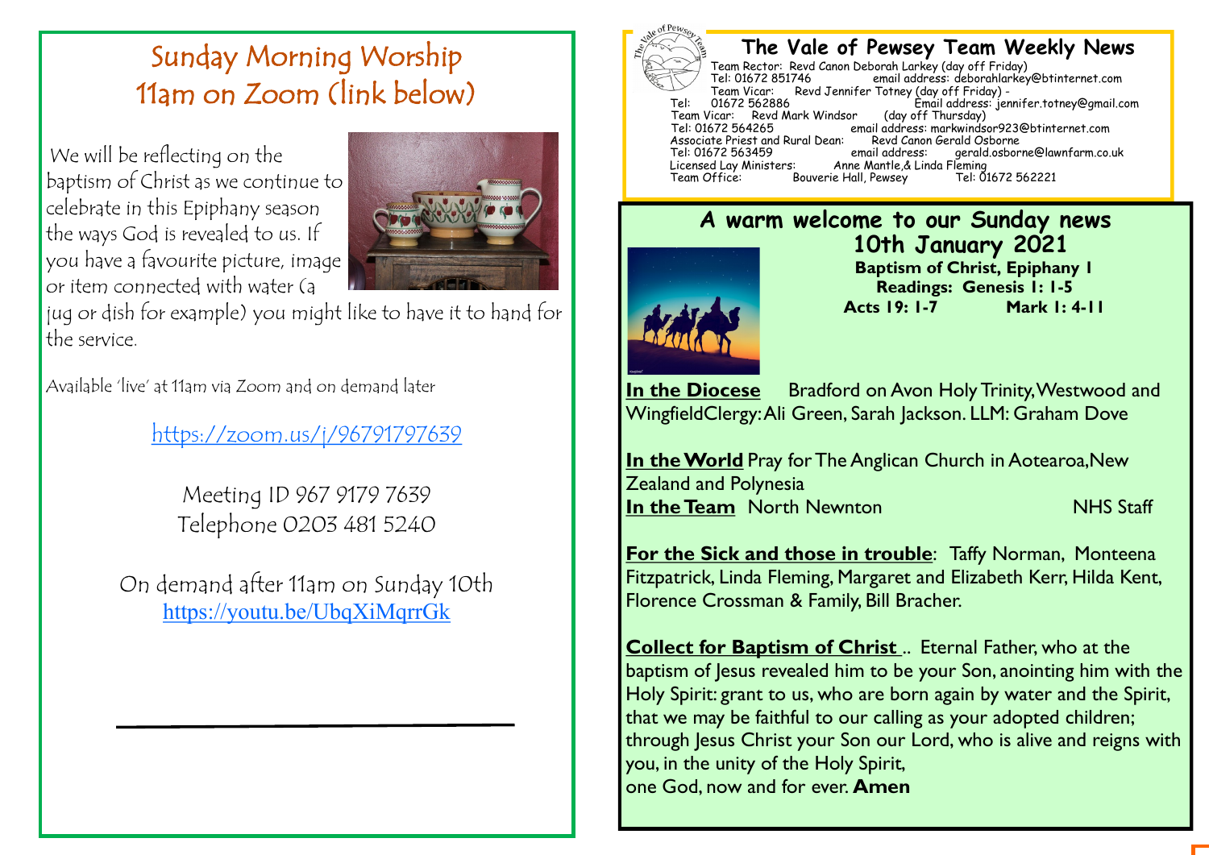# Sunday Morning Worship 11am on Zoom (link below)

We will be reflecting on the baptism of Christ as we continue to celebrate in this Epiphany season the ways God is revealed to us. If you have a favourite picture, image or item connected with water (a jug or dish for example) you might like to have it to hand for the service.

Available 'live' at 11am via Zoom and on demand later

https://zoom.us/j/96791797639

Meeting ID 967 9179 7639
Telephone 0203 481 5240

On demand after 11am on Sunday 10th
https://youtu.be/UbqXiMqrrGk

---

# The Vale of Pewsey Team Weekly News

Team Rector: Revd Canon Deborah Larkey (day off Friday)
Tel: 01672 851746 email address: deborahlarkey@btinternet.com
Team Vicar: Revd Jennifer Totney (day off Friday) -
Tel: 01672 562886 Email address: jennifer.totney@gmail.com
Team Vicar: Revd Mark Windsor (day off Thursday)
Tel: 01672 564265 email address: markwindsor923@btinternet.com
Associate Priest and Rural Dean: Revd Canon Gerald Osborne
Tel: 01672 563459 email address: gerald.osborne@lawnfarm.co.uk
Licensed Lay Ministers: Anne Mantle,& Linda Fleming
Team Office: Bouverie Hall, Pewsey Tel: 01672 562221

## A warm welcome to our Sunday news 10th January 2021

**Baptism of Christ, Epiphany 1**
**Readings: Genesis 1: 1-5**
**Acts 19: 1-7 Mark 1: 4-11**

**In the Diocese** Bradford on Avon Holy Trinity, Westwood and Wingfield Clergy: Ali Green, Sarah Jackson. LLM: Graham Dove

**In the World** Pray for The Anglican Church in Aotearoa, New Zealand and Polynesia
**In the Team** North Newnton NHS Staff

**For the Sick and those in trouble**: Taffy Norman, Monteena Fitzpatrick, Linda Fleming, Margaret and Elizabeth Kerr, Hilda Kent, Florence Crossman & Family, Bill Bracher.

**Collect for Baptism of Christ** .. Eternal Father, who at the baptism of Jesus revealed him to be your Son, anointing him with the Holy Spirit: grant to us, who are born again by water and the Spirit, that we may be faithful to our calling as your adopted children; through Jesus Christ your Son our Lord, who is alive and reigns with you, in the unity of the Holy Spirit,
one God, now and for ever. **Amen**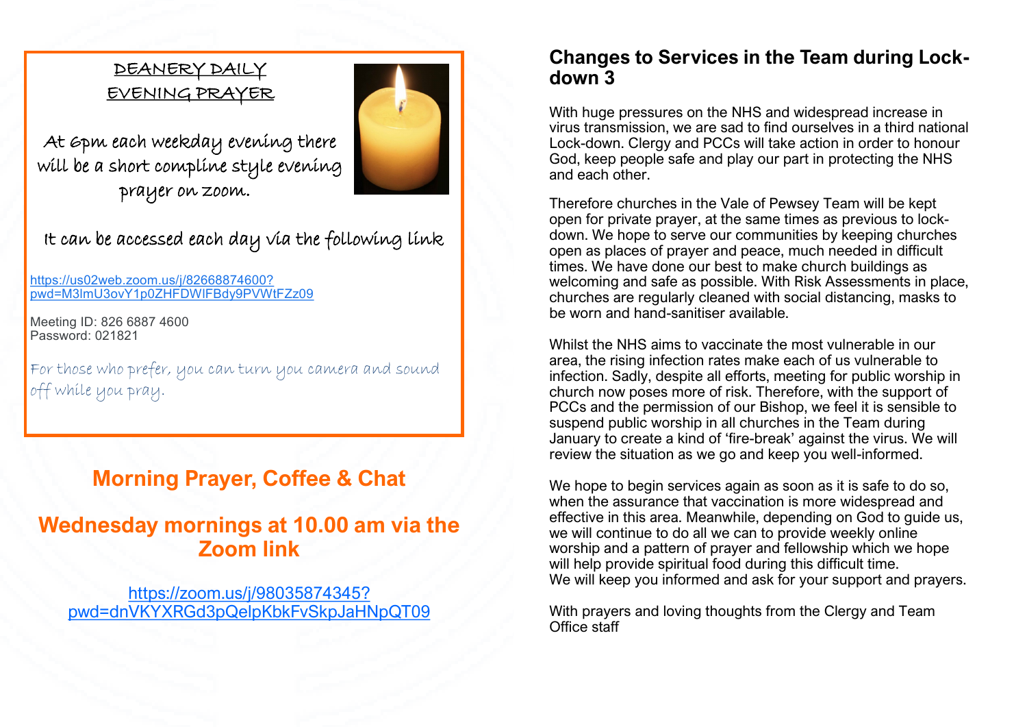## DEANERY DAILY EVENING PRAYER

At 6pm each weekday evening there will be a short compline style evening prayer on zoom.

It can be accessed each day via the following link

https://us02web.zoom.us/j/82668874600?pwd=M3lmU3ovY1p0ZHFDWlFBdy9PVWtFZz09

Meeting ID: 826 6887 4600
Password: 021821

*For those who prefer, you can turn you camera and sound off while you pray.*

## Morning Prayer, Coffee & Chat

## Wednesday mornings at 10.00 am via the Zoom link

https://zoom.us/j/98035874345?pwd=dnVKYXRGd3pQelpKbkFvSkpJaHNpQT09

## Changes to Services in the Team during Lock-down 3

With huge pressures on the NHS and widespread increase in virus transmission, we are sad to find ourselves in a third national Lock-down. Clergy and PCCs will take action in order to honour God, keep people safe and play our part in protecting the NHS and each other.

Therefore churches in the Vale of Pewsey Team will be kept open for private prayer, at the same times as previous to lock-down. We hope to serve our communities by keeping churches open as places of prayer and peace, much needed in difficult times. We have done our best to make church buildings as welcoming and safe as possible. With Risk Assessments in place, churches are regularly cleaned with social distancing, masks to be worn and hand-sanitiser available.

Whilst the NHS aims to vaccinate the most vulnerable in our area, the rising infection rates make each of us vulnerable to infection. Sadly, despite all efforts, meeting for public worship in church now poses more of risk. Therefore, with the support of PCCs and the permission of our Bishop, we feel it is sensible to suspend public worship in all churches in the Team during January to create a kind of 'fire-break' against the virus. We will review the situation as we go and keep you well-informed.

We hope to begin services again as soon as it is safe to do so, when the assurance that vaccination is more widespread and effective in this area. Meanwhile, depending on God to guide us, we will continue to do all we can to provide weekly online worship and a pattern of prayer and fellowship which we hope will help provide spiritual food during this difficult time.
We will keep you informed and ask for your support and prayers.

With prayers and loving thoughts from the Clergy and Team Office staff